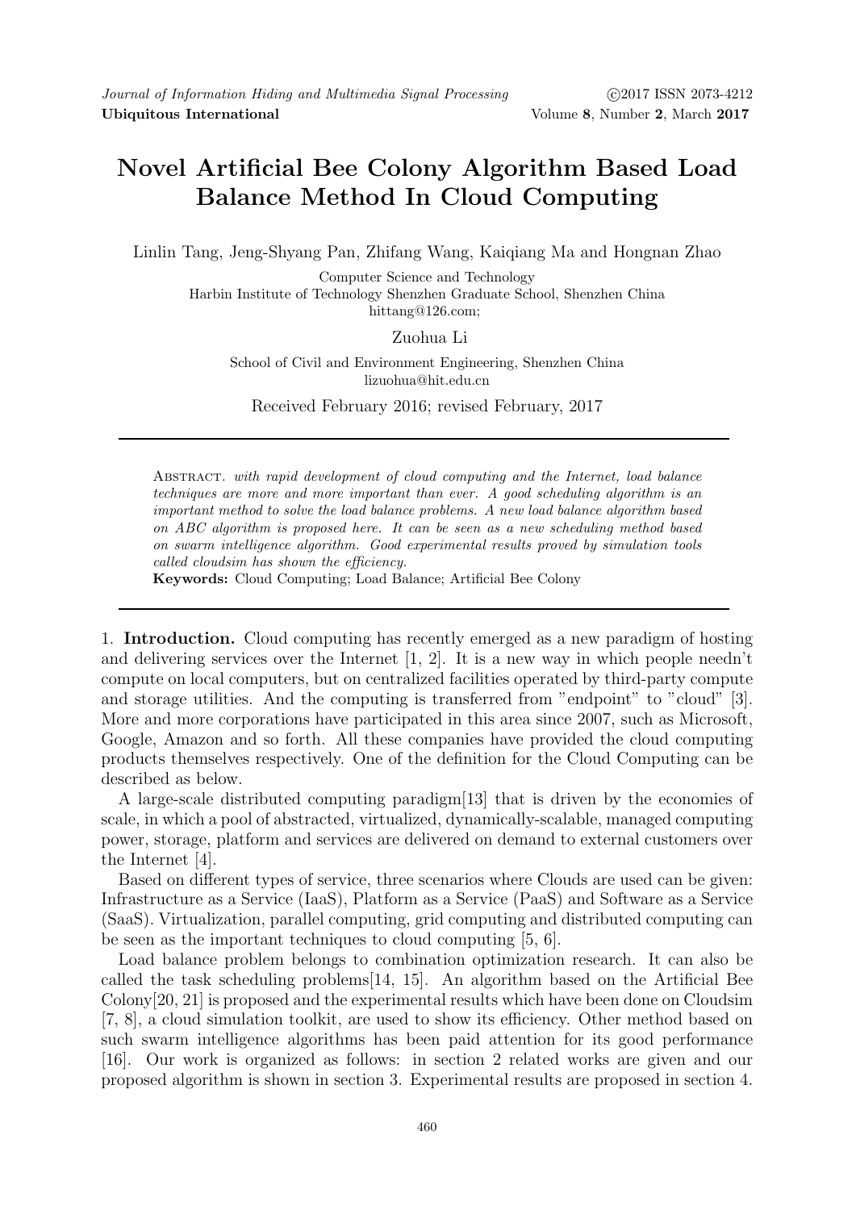# Novel Artificial Bee Colony Algorithm Based Load Balance Method In Cloud Computing

Linlin Tang, Jeng-Shyang Pan, Zhifang Wang, Kaiqiang Ma and Hongnan Zhao

Computer Science and Technology
Harbin Institute of Technology Shenzhen Graduate School, Shenzhen China
hittang@126.com;

Zuohua Li

School of Civil and Environment Engineering, Shenzhen China
lizuohua@hit.edu.cn

Received February 2016; revised February, 2017

---

Abstract. *with rapid development of cloud computing and the Internet, load balance techniques are more and more important than ever. A good scheduling algorithm is an important method to solve the load balance problems. A new load balance algorithm based on ABC algorithm is proposed here. It can be seen as a new scheduling method based on swarm intelligence algorithm. Good experimental results proved by simulation tools called cloudsim has shown the efficiency.*

**Keywords:** Cloud Computing; Load Balance; Artificial Bee Colony

---

1. **Introduction.** Cloud computing has recently emerged as a new paradigm of hosting and delivering services over the Internet [1, 2]. It is a new way in which people needn't compute on local computers, but on centralized facilities operated by third-party compute and storage utilities. And the computing is transferred from "endpoint" to "cloud" [3]. More and more corporations have participated in this area since 2007, such as Microsoft, Google, Amazon and so forth. All these companies have provided the cloud computing products themselves respectively. One of the definition for the Cloud Computing can be described as below.

A large-scale distributed computing paradigm[13] that is driven by the economies of scale, in which a pool of abstracted, virtualized, dynamically-scalable, managed computing power, storage, platform and services are delivered on demand to external customers over the Internet [4].

Based on different types of service, three scenarios where Clouds are used can be given: Infrastructure as a Service (IaaS), Platform as a Service (PaaS) and Software as a Service (SaaS). Virtualization, parallel computing, grid computing and distributed computing can be seen as the important techniques to cloud computing [5, 6].

Load balance problem belongs to combination optimization research. It can also be called the task scheduling problems[14, 15]. An algorithm based on the Artificial Bee Colony[20, 21] is proposed and the experimental results which have been done on Cloudsim [7, 8], a cloud simulation toolkit, are used to show its efficiency. Other method based on such swarm intelligence algorithms has been paid attention for its good performance [16]. Our work is organized as follows: in section 2 related works are given and our proposed algorithm is shown in section 3. Experimental results are proposed in section 4.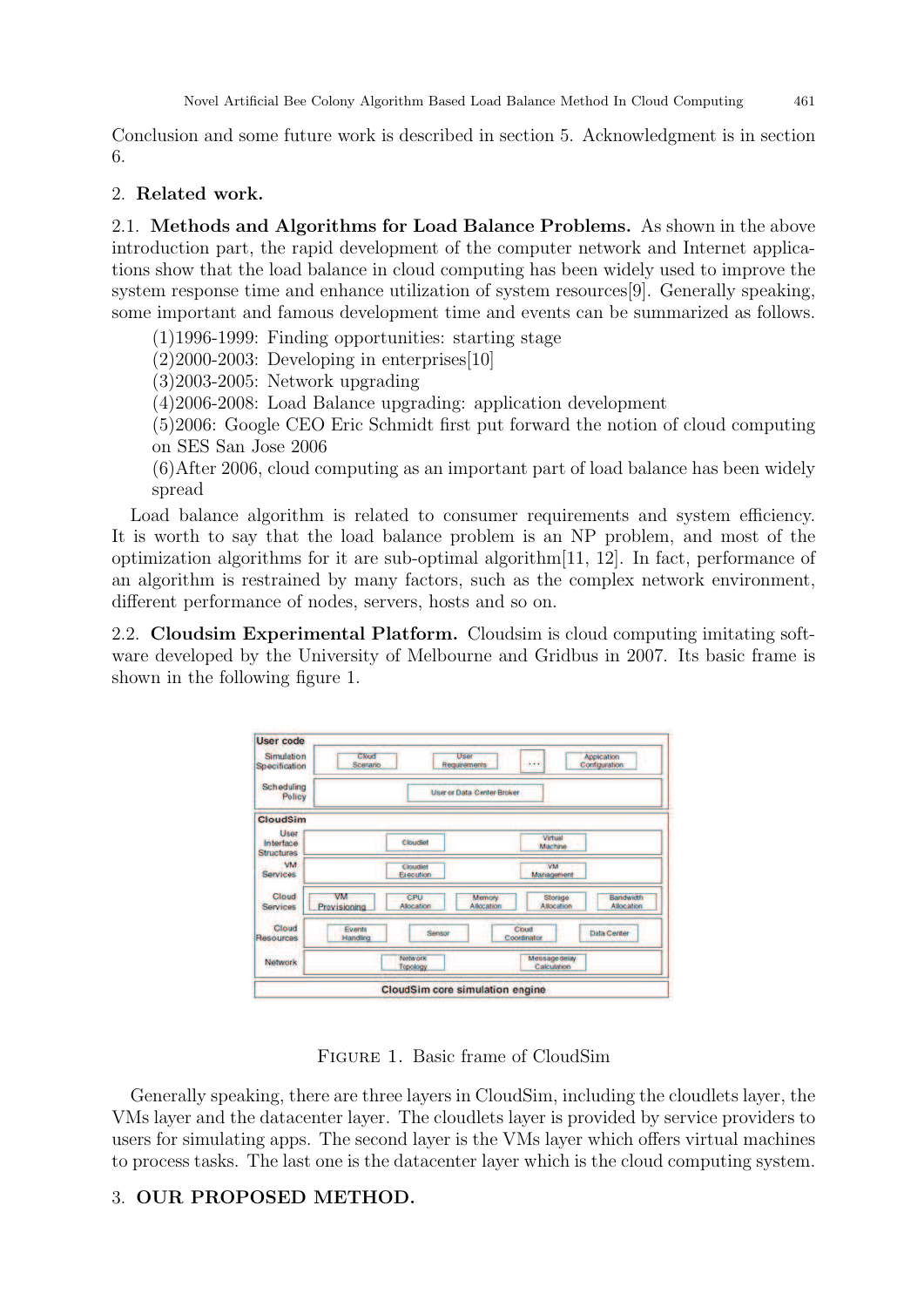Conclusion and some future work is described in section 5. Acknowledgment is in section 6.

## 2. Related work.

**2.1. Methods and Algorithms for Load Balance Problems.** As shown in the above introduction part, the rapid development of the computer network and Internet applications show that the load balance in cloud computing has been widely used to improve the system response time and enhance utilization of system resources[9]. Generally speaking, some important and famous development time and events can be summarized as follows.

(1)1996-1999: Finding opportunities: starting stage

(2)2000-2003: Developing in enterprises[10]

(3)2003-2005: Network upgrading

(4)2006-2008: Load Balance upgrading: application development

(5)2006: Google CEO Eric Schmidt first put forward the notion of cloud computing on SES San Jose 2006

(6)After 2006, cloud computing as an important part of load balance has been widely spread

Load balance algorithm is related to consumer requirements and system efficiency. It is worth to say that the load balance problem is an NP problem, and most of the optimization algorithms for it are sub-optimal algorithm[11, 12]. In fact, performance of an algorithm is restrained by many factors, such as the complex network environment, different performance of nodes, servers, hosts and so on.

**2.2. Cloudsim Experimental Platform.** Cloudsim is cloud computing imitating software developed by the University of Melbourne and Gridbus in 2007. Its basic frame is shown in the following figure 1.

Figure 1. Basic frame of CloudSim

Generally speaking, there are three layers in CloudSim, including the cloudlets layer, the VMs layer and the datacenter layer. The cloudlets layer is provided by service providers to users for simulating apps. The second layer is the VMs layer which offers virtual machines to process tasks. The last one is the datacenter layer which is the cloud computing system.

## 3. OUR PROPOSED METHOD.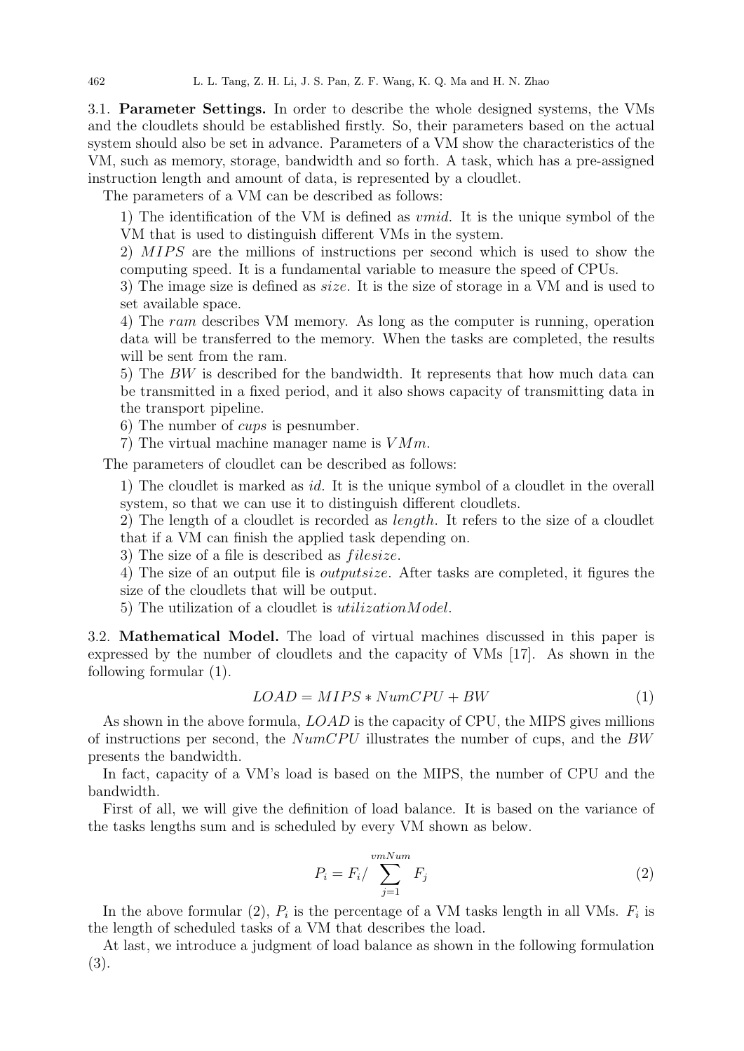**3.1. Parameter Settings.** In order to describe the whole designed systems, the VMs and the cloudlets should be established firstly. So, their parameters based on the actual system should also be set in advance. Parameters of a VM show the characteristics of the VM, such as memory, storage, bandwidth and so forth. A task, which has a pre-assigned instruction length and amount of data, is represented by a cloudlet.

The parameters of a VM can be described as follows:

1) The identification of the VM is defined as *vmid*. It is the unique symbol of the VM that is used to distinguish different VMs in the system.

2) *MIPS* are the millions of instructions per second which is used to show the computing speed. It is a fundamental variable to measure the speed of CPUs.

3) The image size is defined as *size*. It is the size of storage in a VM and is used to set available space.

4) The *ram* describes VM memory. As long as the computer is running, operation data will be transferred to the memory. When the tasks are completed, the results will be sent from the ram.

5) The *BW* is described for the bandwidth. It represents that how much data can be transmitted in a fixed period, and it also shows capacity of transmitting data in the transport pipeline.

6) The number of *cups* is pesnumber.

7) The virtual machine manager name is *VMm*.

The parameters of cloudlet can be described as follows:

1) The cloudlet is marked as *id*. It is the unique symbol of a cloudlet in the overall system, so that we can use it to distinguish different cloudlets.

2) The length of a cloudlet is recorded as *length*. It refers to the size of a cloudlet that if a VM can finish the applied task depending on.

3) The size of a file is described as *filesize*.

4) The size of an output file is *outputsize*. After tasks are completed, it figures the size of the cloudlets that will be output.

5) The utilization of a cloudlet is *utilizationModel*.

**3.2. Mathematical Model.** The load of virtual machines discussed in this paper is expressed by the number of cloudlets and the capacity of VMs [17]. As shown in the following formular (1).

$$LOAD = MIPS * NumCPU + BW \tag{1}$$

As shown in the above formula, $LOAD$ is the capacity of CPU, the MIPS gives millions of instructions per second, the $NumCPU$ illustrates the number of cups, and the $BW$ presents the bandwidth.

In fact, capacity of a VM's load is based on the MIPS, the number of CPU and the bandwidth.

First of all, we will give the definition of load balance. It is based on the variance of the tasks lengths sum and is scheduled by every VM shown as below.

$$P_i = F_i / \sum_{j=1}^{vmNum} F_j \tag{2}$$

In the above formular (2), $P_i$ is the percentage of a VM tasks length in all VMs. $F_i$ is the length of scheduled tasks of a VM that describes the load.

At last, we introduce a judgment of load balance as shown in the following formulation (3).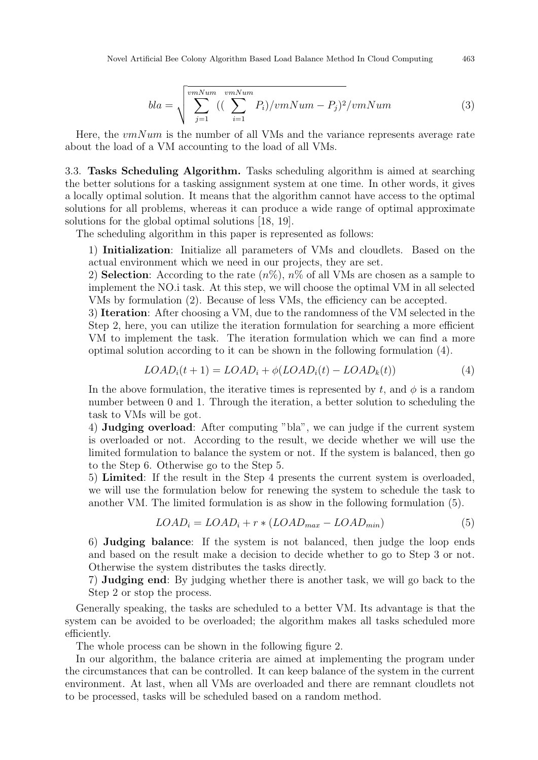$$bla = \sqrt{\sum_{j=1}^{vmNum}((\sum_{i=1}^{vmNum} P_i)/vmNum - P_j)^2/vmNum} \tag{3}$$

Here, the $vmNum$ is the number of all VMs and the variance represents average rate about the load of a VM accounting to the load of all VMs.

3.3. **Tasks Scheduling Algorithm.** Tasks scheduling algorithm is aimed at searching the better solutions for a tasking assignment system at one time. In other words, it gives a locally optimal solution. It means that the algorithm cannot have access to the optimal solutions for all problems, whereas it can produce a wide range of optimal approximate solutions for the global optimal solutions [18, 19].

The scheduling algorithm in this paper is represented as follows:

1) **Initialization**: Initialize all parameters of VMs and cloudlets. Based on the actual environment which we need in our projects, they are set.

2) **Selection**: According to the rate ($n\%$), $n\%$ of all VMs are chosen as a sample to implement the NO.i task. At this step, we will choose the optimal VM in all selected VMs by formulation (2). Because of less VMs, the efficiency can be accepted.

3) **Iteration**: After choosing a VM, due to the randomness of the VM selected in the Step 2, here, you can utilize the iteration formulation for searching a more efficient VM to implement the task. The iteration formulation which we can find a more optimal solution according to it can be shown in the following formulation (4).

$$LOAD_i(t+1) = LOAD_i + \phi(LOAD_i(t) - LOAD_k(t)) \tag{4}$$

In the above formulation, the iterative times is represented by $t$, and $\phi$ is a random number between 0 and 1. Through the iteration, a better solution to scheduling the task to VMs will be got.

4) **Judging overload**: After computing "bla", we can judge if the current system is overloaded or not. According to the result, we decide whether we will use the limited formulation to balance the system or not. If the system is balanced, then go to the Step 6. Otherwise go to the Step 5.

5) **Limited**: If the result in the Step 4 presents the current system is overloaded, we will use the formulation below for renewing the system to schedule the task to another VM. The limited formulation is as show in the following formulation (5).

$$LOAD_i = LOAD_i + r * (LOAD_{max} - LOAD_{min}) \tag{5}$$

6) **Judging balance**: If the system is not balanced, then judge the loop ends and based on the result make a decision to decide whether to go to Step 3 or not. Otherwise the system distributes the tasks directly.

7) **Judging end**: By judging whether there is another task, we will go back to the Step 2 or stop the process.

Generally speaking, the tasks are scheduled to a better VM. Its advantage is that the system can be avoided to be overloaded; the algorithm makes all tasks scheduled more efficiently.

The whole process can be shown in the following figure 2.

In our algorithm, the balance criteria are aimed at implementing the program under the circumstances that can be controlled. It can keep balance of the system in the current environment. At last, when all VMs are overloaded and there are remnant cloudlets not to be processed, tasks will be scheduled based on a random method.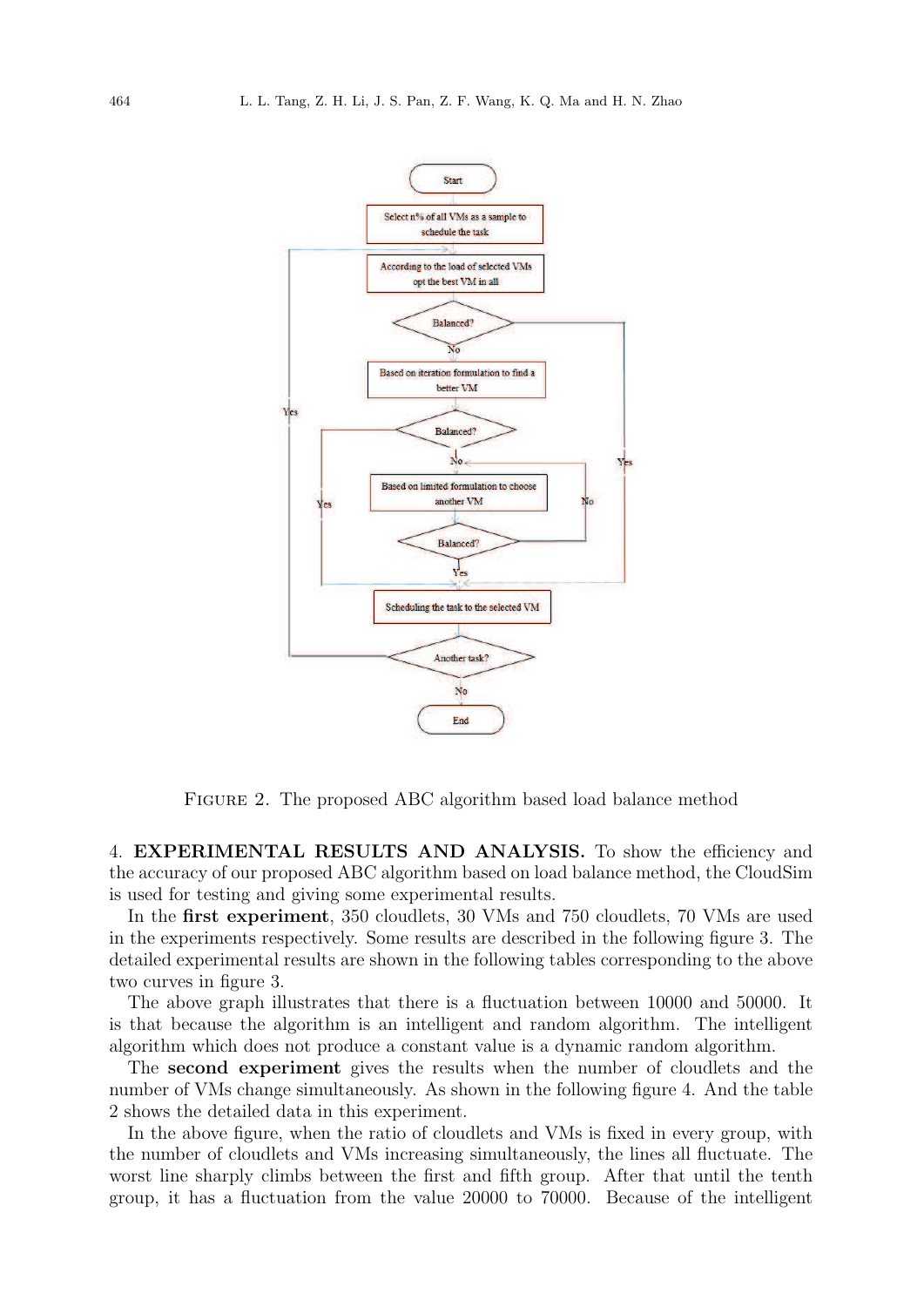Figure 2. The proposed ABC algorithm based load balance method

## 4. EXPERIMENTAL RESULTS AND ANALYSIS.

To show the efficiency and the accuracy of our proposed ABC algorithm based on load balance method, the CloudSim is used for testing and giving some experimental results.

In the **first experiment**, 350 cloudlets, 30 VMs and 750 cloudlets, 70 VMs are used in the experiments respectively. Some results are described in the following figure 3. The detailed experimental results are shown in the following tables corresponding to the above two curves in figure 3.

The above graph illustrates that there is a fluctuation between 10000 and 50000. It is that because the algorithm is an intelligent and random algorithm. The intelligent algorithm which does not produce a constant value is a dynamic random algorithm.

The **second experiment** gives the results when the number of cloudlets and the number of VMs change simultaneously. As shown in the following figure 4. And the table 2 shows the detailed data in this experiment.

In the above figure, when the ratio of cloudlets and VMs is fixed in every group, with the number of cloudlets and VMs increasing simultaneously, the lines all fluctuate. The worst line sharply climbs between the first and fifth group. After that until the tenth group, it has a fluctuation from the value 20000 to 70000. Because of the intelligent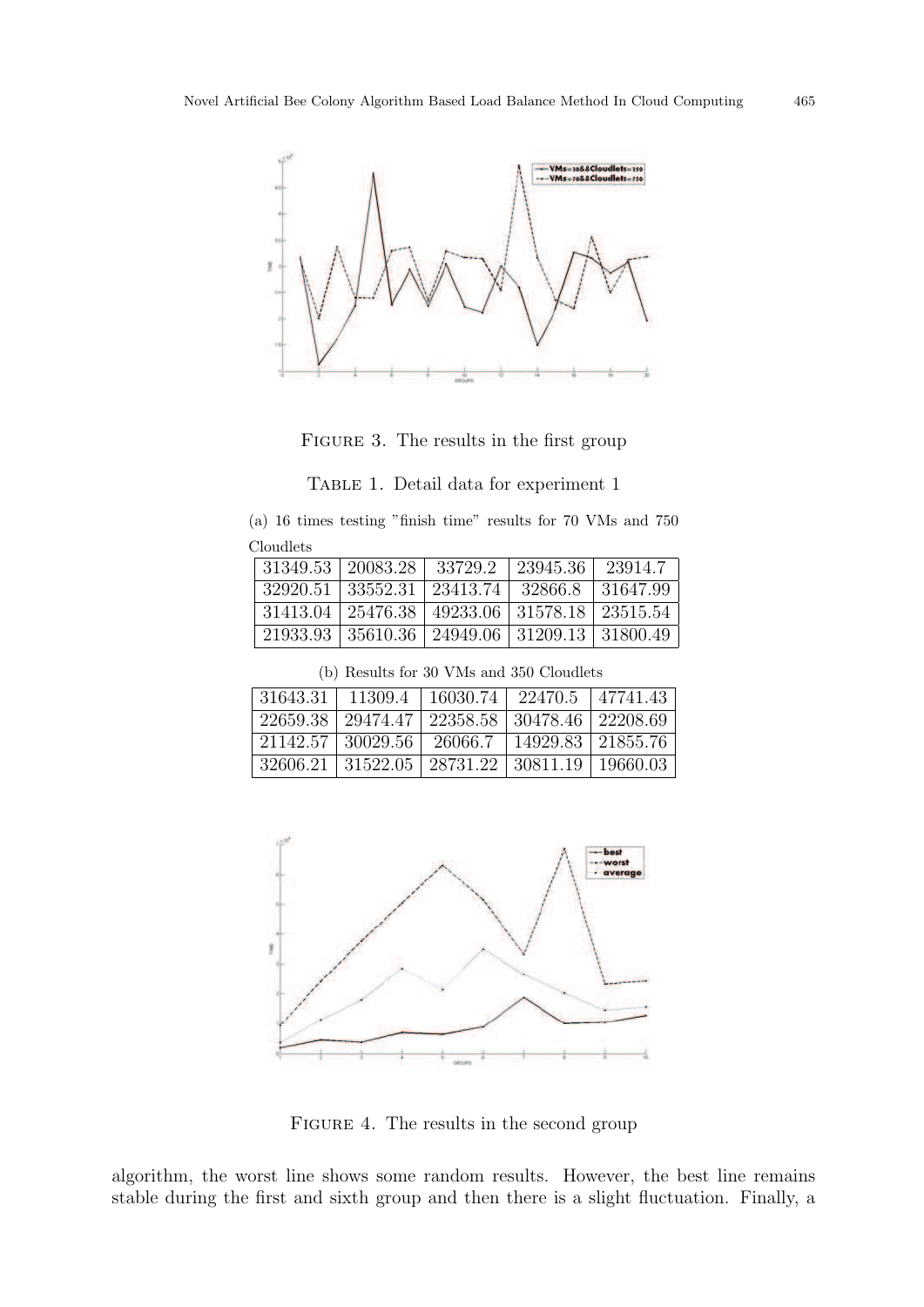Figure 3. The results in the first group

Table 1. Detail data for experiment 1

(a) 16 times testing "finish time" results for 70 VMs and 750 Cloudlets

| | | | | |
|---|---|---|---|---|
| 31349.53 | 20083.28 | 33729.2 | 23945.36 | 23914.7 |
| 32920.51 | 33552.31 | 23413.74 | 32866.8 | 31647.99 |
| 31413.04 | 25476.38 | 49233.06 | 31578.18 | 23515.54 |
| 21933.93 | 35610.36 | 24949.06 | 31209.13 | 31800.49 |

(b) Results for 30 VMs and 350 Cloudlets

| | | | | |
|---|---|---|---|---|
| 31643.31 | 11309.4 | 16030.74 | 22470.5 | 47741.43 |
| 22659.38 | 29474.47 | 22358.58 | 30478.46 | 22208.69 |
| 21142.57 | 30029.56 | 26066.7 | 14929.83 | 21855.76 |
| 32606.21 | 31522.05 | 28731.22 | 30811.19 | 19660.03 |

Figure 4. The results in the second group

algorithm, the worst line shows some random results. However, the best line remains stable during the first and sixth group and then there is a slight fluctuation. Finally, a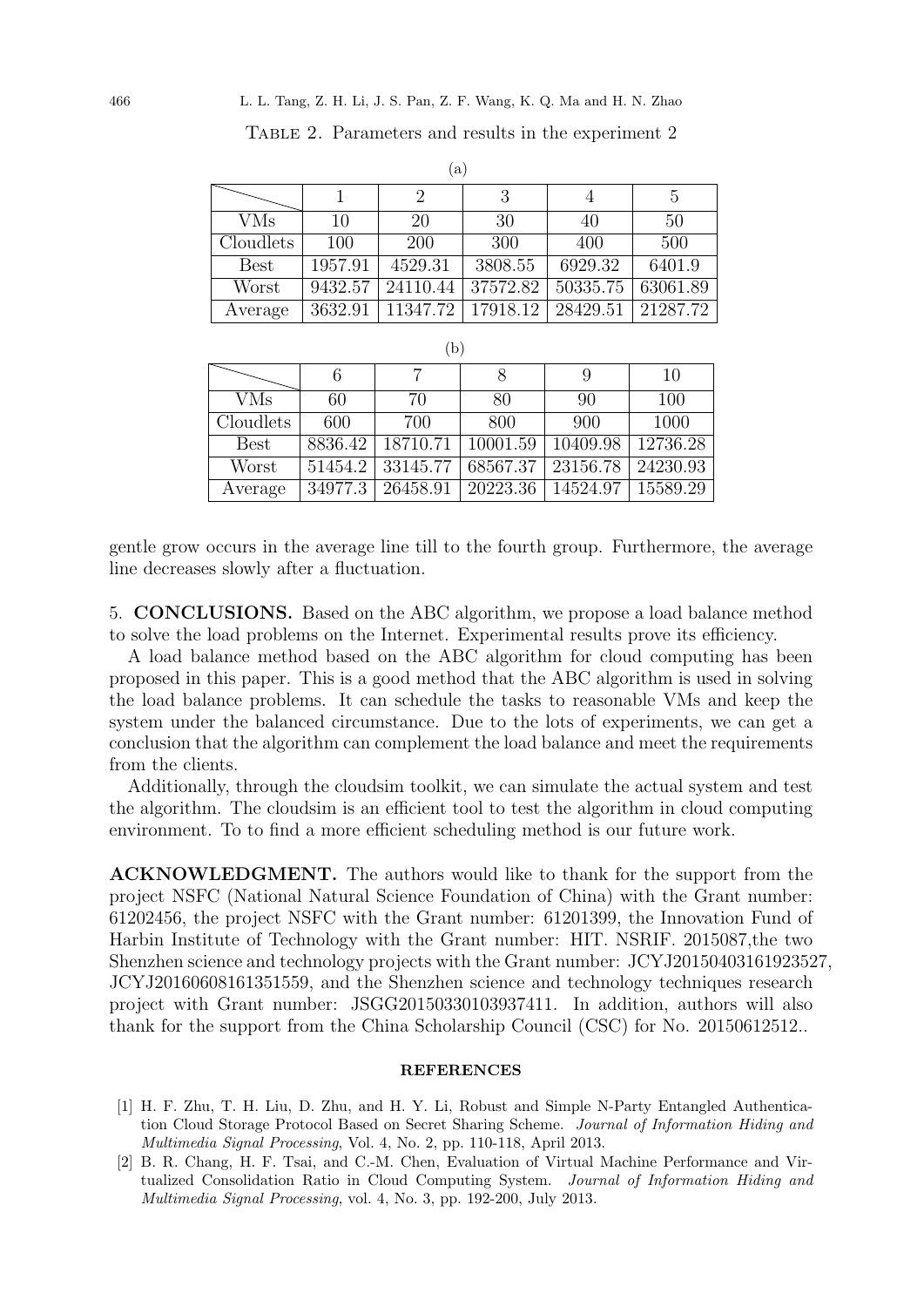Table 2. Parameters and results in the experiment 2

(a)

| | 1 | 2 | 3 | 4 | 5 |
|---|---|---|---|---|---|
| VMs | 10 | 20 | 30 | 40 | 50 |
| Cloudlets | 100 | 200 | 300 | 400 | 500 |
| Best | 1957.91 | 4529.31 | 3808.55 | 6929.32 | 6401.9 |
| Worst | 9432.57 | 24110.44 | 37572.82 | 50335.75 | 63061.89 |
| Average | 3632.91 | 11347.72 | 17918.12 | 28429.51 | 21287.72 |

(b)

| | 6 | 7 | 8 | 9 | 10 |
|---|---|---|---|---|---|
| VMs | 60 | 70 | 80 | 90 | 100 |
| Cloudlets | 600 | 700 | 800 | 900 | 1000 |
| Best | 8836.42 | 18710.71 | 10001.59 | 10409.98 | 12736.28 |
| Worst | 51454.2 | 33145.77 | 68567.37 | 23156.78 | 24230.93 |
| Average | 34977.3 | 26458.91 | 20223.36 | 14524.97 | 15589.29 |

gentle grow occurs in the average line till to the fourth group. Furthermore, the average line decreases slowly after a fluctuation.

## 5. CONCLUSIONS.

Based on the ABC algorithm, we propose a load balance method to solve the load problems on the Internet. Experimental results prove its efficiency.

A load balance method based on the ABC algorithm for cloud computing has been proposed in this paper. This is a good method that the ABC algorithm is used in solving the load balance problems. It can schedule the tasks to reasonable VMs and keep the system under the balanced circumstance. Due to the lots of experiments, we can get a conclusion that the algorithm can complement the load balance and meet the requirements from the clients.

Additionally, through the cloudsim toolkit, we can simulate the actual system and test the algorithm. The cloudsim is an efficient tool to test the algorithm in cloud computing environment. To to find a more efficient scheduling method is our future work.

**ACKNOWLEDGMENT.** The authors would like to thank for the support from the project NSFC (National Natural Science Foundation of China) with the Grant number: 61202456, the project NSFC with the Grant number: 61201399, the Innovation Fund of Harbin Institute of Technology with the Grant number: HIT. NSRIF. 2015087,the two Shenzhen science and technology projects with the Grant number: JCYJ20150403161923527, JCYJ20160608161351559, and the Shenzhen science and technology techniques research project with Grant number: JSGG20150330103937411. In addition, authors will also thank for the support from the China Scholarship Council (CSC) for No. 20150612512..

## REFERENCES

[1] H. F. Zhu, T. H. Liu, D. Zhu, and H. Y. Li, Robust and Simple N-Party Entangled Authentication Cloud Storage Protocol Based on Secret Sharing Scheme. *Journal of Information Hiding and Multimedia Signal Processing*, Vol. 4, No. 2, pp. 110-118, April 2013.

[2] B. R. Chang, H. F. Tsai, and C.-M. Chen, Evaluation of Virtual Machine Performance and Virtualized Consolidation Ratio in Cloud Computing System. *Journal of Information Hiding and Multimedia Signal Processing*, vol. 4, No. 3, pp. 192-200, July 2013.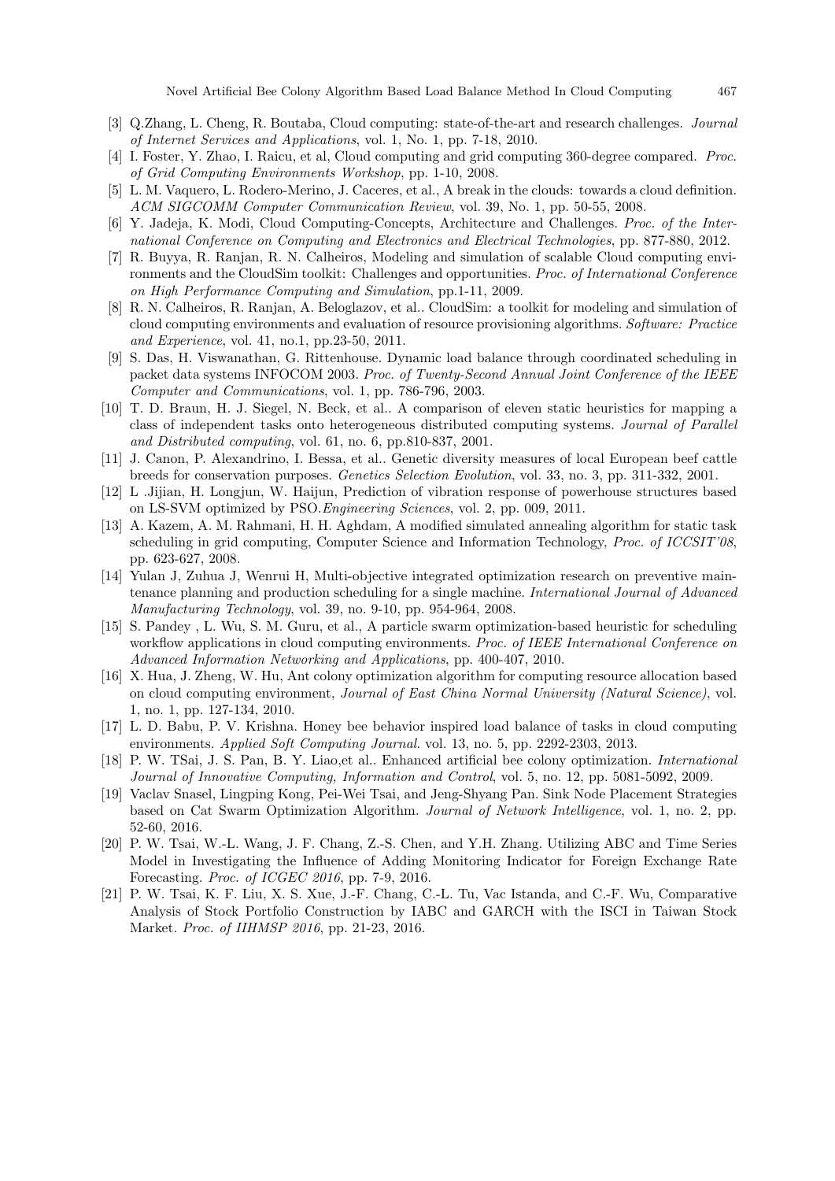[3] Q.Zhang, L. Cheng, R. Boutaba, Cloud computing: state-of-the-art and research challenges. *Journal of Internet Services and Applications*, vol. 1, No. 1, pp. 7-18, 2010.

[4] I. Foster, Y. Zhao, I. Raicu, et al, Cloud computing and grid computing 360-degree compared. *Proc. of Grid Computing Environments Workshop*, pp. 1-10, 2008.

[5] L. M. Vaquero, L. Rodero-Merino, J. Caceres, et al., A break in the clouds: towards a cloud definition. *ACM SIGCOMM Computer Communication Review*, vol. 39, No. 1, pp. 50-55, 2008.

[6] Y. Jadeja, K. Modi, Cloud Computing-Concepts, Architecture and Challenges. *Proc. of the International Conference on Computing and Electronics and Electrical Technologies*, pp. 877-880, 2012.

[7] R. Buyya, R. Ranjan, R. N. Calheiros, Modeling and simulation of scalable Cloud computing environments and the CloudSim toolkit: Challenges and opportunities. *Proc. of International Conference on High Performance Computing and Simulation*, pp.1-11, 2009.

[8] R. N. Calheiros, R. Ranjan, A. Beloglazov, et al.. CloudSim: a toolkit for modeling and simulation of cloud computing environments and evaluation of resource provisioning algorithms. *Software: Practice and Experience*, vol. 41, no.1, pp.23-50, 2011.

[9] S. Das, H. Viswanathan, G. Rittenhouse. Dynamic load balance through coordinated scheduling in packet data systems INFOCOM 2003. *Proc. of Twenty-Second Annual Joint Conference of the IEEE Computer and Communications*, vol. 1, pp. 786-796, 2003.

[10] T. D. Braun, H. J. Siegel, N. Beck, et al.. A comparison of eleven static heuristics for mapping a class of independent tasks onto heterogeneous distributed computing systems. *Journal of Parallel and Distributed computing*, vol. 61, no. 6, pp.810-837, 2001.

[11] J. Canon, P. Alexandrino, I. Bessa, et al.. Genetic diversity measures of local European beef cattle breeds for conservation purposes. *Genetics Selection Evolution*, vol. 33, no. 3, pp. 311-332, 2001.

[12] L .Jijian, H. Longjun, W. Haijun, Prediction of vibration response of powerhouse structures based on LS-SVM optimized by PSO.*Engineering Sciences*, vol. 2, pp. 009, 2011.

[13] A. Kazem, A. M. Rahmani, H. H. Aghdam, A modified simulated annealing algorithm for static task scheduling in grid computing, Computer Science and Information Technology, *Proc. of ICCSIT'08*, pp. 623-627, 2008.

[14] Yulan J, Zuhua J, Wenrui H, Multi-objective integrated optimization research on preventive maintenance planning and production scheduling for a single machine. *International Journal of Advanced Manufacturing Technology*, vol. 39, no. 9-10, pp. 954-964, 2008.

[15] S. Pandey , L. Wu, S. M. Guru, et al., A particle swarm optimization-based heuristic for scheduling workflow applications in cloud computing environments. *Proc. of IEEE International Conference on Advanced Information Networking and Applications*, pp. 400-407, 2010.

[16] X. Hua, J. Zheng, W. Hu, Ant colony optimization algorithm for computing resource allocation based on cloud computing environment, *Journal of East China Normal University (Natural Science)*, vol. 1, no. 1, pp. 127-134, 2010.

[17] L. D. Babu, P. V. Krishna. Honey bee behavior inspired load balance of tasks in cloud computing environments. *Applied Soft Computing Journal*. vol. 13, no. 5, pp. 2292-2303, 2013.

[18] P. W. TSai, J. S. Pan, B. Y. Liao,et al.. Enhanced artificial bee colony optimization. *International Journal of Innovative Computing, Information and Control*, vol. 5, no. 12, pp. 5081-5092, 2009.

[19] Vaclav Snasel, Lingping Kong, Pei-Wei Tsai, and Jeng-Shyang Pan. Sink Node Placement Strategies based on Cat Swarm Optimization Algorithm. *Journal of Network Intelligence*, vol. 1, no. 2, pp. 52-60, 2016.

[20] P. W. Tsai, W.-L. Wang, J. F. Chang, Z.-S. Chen, and Y.H. Zhang. Utilizing ABC and Time Series Model in Investigating the Influence of Adding Monitoring Indicator for Foreign Exchange Rate Forecasting. *Proc. of ICGEC 2016*, pp. 7-9, 2016.

[21] P. W. Tsai, K. F. Liu, X. S. Xue, J.-F. Chang, C.-L. Tu, Vac Istanda, and C.-F. Wu, Comparative Analysis of Stock Portfolio Construction by IABC and GARCH with the ISCI in Taiwan Stock Market. *Proc. of IIHMSP 2016*, pp. 21-23, 2016.